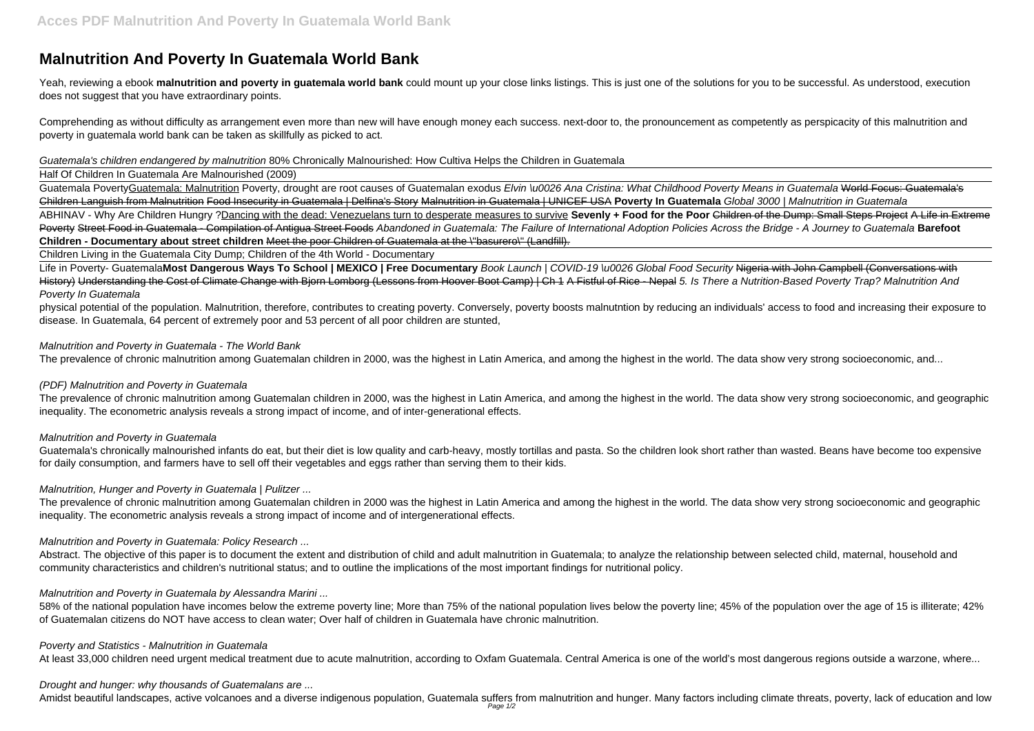# Malnutrition And Poverty In Guatemala World Bank

Yeah, reviewing a ebook **malnutrition and poverty in guatemala world bank** could mount up your close links listings. This is just one of the solutions for you to be successful. As understood, execution does not suggest that you have extraordinary points.

Comprehending as without difficulty as arrangement even more than new will have enough money each success. next-door to, the pronouncement as competently as perspicacity of this malnutrition and poverty in guatemala world bank can be taken as skillfully as picked to act.

*Guatemala's children endangered by malnutrition* 80% Chronically Malnourished: How Cultiva Helps the Children in Guatemala

Half Of Children In Guatemala Are Malnourished (2009)

Guatemala Poverty Guatemala: Malnutrition Poverty, drought are root causes of Guatemalan exodus *Elvin \u0026 Ana Cristina: What Childhood Poverty Means in Guatemala* ~~World Focus: Guatemala's Children Languish from Malnutrition~~ ~~Food Insecurity in Guatemala | Delfina's Story~~ ~~Malnutrition in Guatemala | UNICEF USA~~ **Poverty In Guatemala** *Global 3000 | Malnutrition in Guatemala*

ABHINAV - Why Are Children Hungry ? Dancing with the dead: Venezuelans turn to desperate measures to survive **Sevenly + Food for the Poor** ~~Children of the Dump: Small Steps Project~~ ~~A Life in Extreme Poverty~~ ~~Street Food in Guatemala - Compilation of Antigua Street Foods~~ *Abandoned in Guatemala: The Failure of International Adoption Policies Across the Bridge - A Journey to Guatemala* **Barefoot Children - Documentary about street children** ~~Meet the poor Children of Guatemala at the \"basurero\" (Landfill).~~

Children Living in the Guatemala City Dump; Children of the 4th World - Documentary

Life in Poverty- Guatemala **Most Dangerous Ways To School | MEXICO | Free Documentary** *Book Launch | COVID-19 \u0026 Global Food Security* ~~Nigeria with John Campbell (Conversations with History)~~ ~~Understanding the Cost of Climate Change with Bjorn Lomborg (Lessons from Hoover Boot Camp) | Ch 1~~ ~~A Fistful of Rice - Nepal~~ *5. Is There a Nutrition-Based Poverty Trap? Malnutrition And Poverty In Guatemala*

physical potential of the population. Malnutrition, therefore, contributes to creating poverty. Conversely, poverty boosts malnutntion by reducing an individuals' access to food and increasing their exposure to disease. In Guatemala, 64 percent of extremely poor and 53 percent of all poor children are stunted,

*Malnutrition and Poverty in Guatemala - The World Bank*

The prevalence of chronic malnutrition among Guatemalan children in 2000, was the highest in Latin America, and among the highest in the world. The data show very strong socioeconomic, and...

*(PDF) Malnutrition and Poverty in Guatemala*

The prevalence of chronic malnutrition among Guatemalan children in 2000, was the highest in Latin America, and among the highest in the world. The data show very strong socioeconomic, and geographic inequality. The econometric analysis reveals a strong impact of income, and of inter-generational effects.

*Malnutrition and Poverty in Guatemala*

Guatemala's chronically malnourished infants do eat, but their diet is low quality and carb-heavy, mostly tortillas and pasta. So the children look short rather than wasted. Beans have become too expensive for daily consumption, and farmers have to sell off their vegetables and eggs rather than serving them to their kids.

*Malnutrition, Hunger and Poverty in Guatemala | Pulitzer ...*

The prevalence of chronic malnutrition among Guatemalan children in 2000 was the highest in Latin America and among the highest in the world. The data show very strong socioeconomic and geographic inequality. The econometric analysis reveals a strong impact of income and of intergenerational effects.

*Malnutrition and Poverty in Guatemala: Policy Research ...*

Abstract. The objective of this paper is to document the extent and distribution of child and adult malnutrition in Guatemala; to analyze the relationship between selected child, maternal, household and community characteristics and children's nutritional status; and to outline the implications of the most important findings for nutritional policy.

*Malnutrition and Poverty in Guatemala by Alessandra Marini ...*

58% of the national population have incomes below the extreme poverty line; More than 75% of the national population lives below the poverty line; 45% of the population over the age of 15 is illiterate; 42% of Guatemalan citizens do NOT have access to clean water; Over half of children in Guatemala have chronic malnutrition.

*Poverty and Statistics - Malnutrition in Guatemala*

At least 33,000 children need urgent medical treatment due to acute malnutrition, according to Oxfam Guatemala. Central America is one of the world's most dangerous regions outside a warzone, where...

*Drought and hunger: why thousands of Guatemalans are ...*

Amidst beautiful landscapes, active volcanoes and a diverse indigenous population, Guatemala suffers from malnutrition and hunger. Many factors including climate threats, poverty, lack of education and low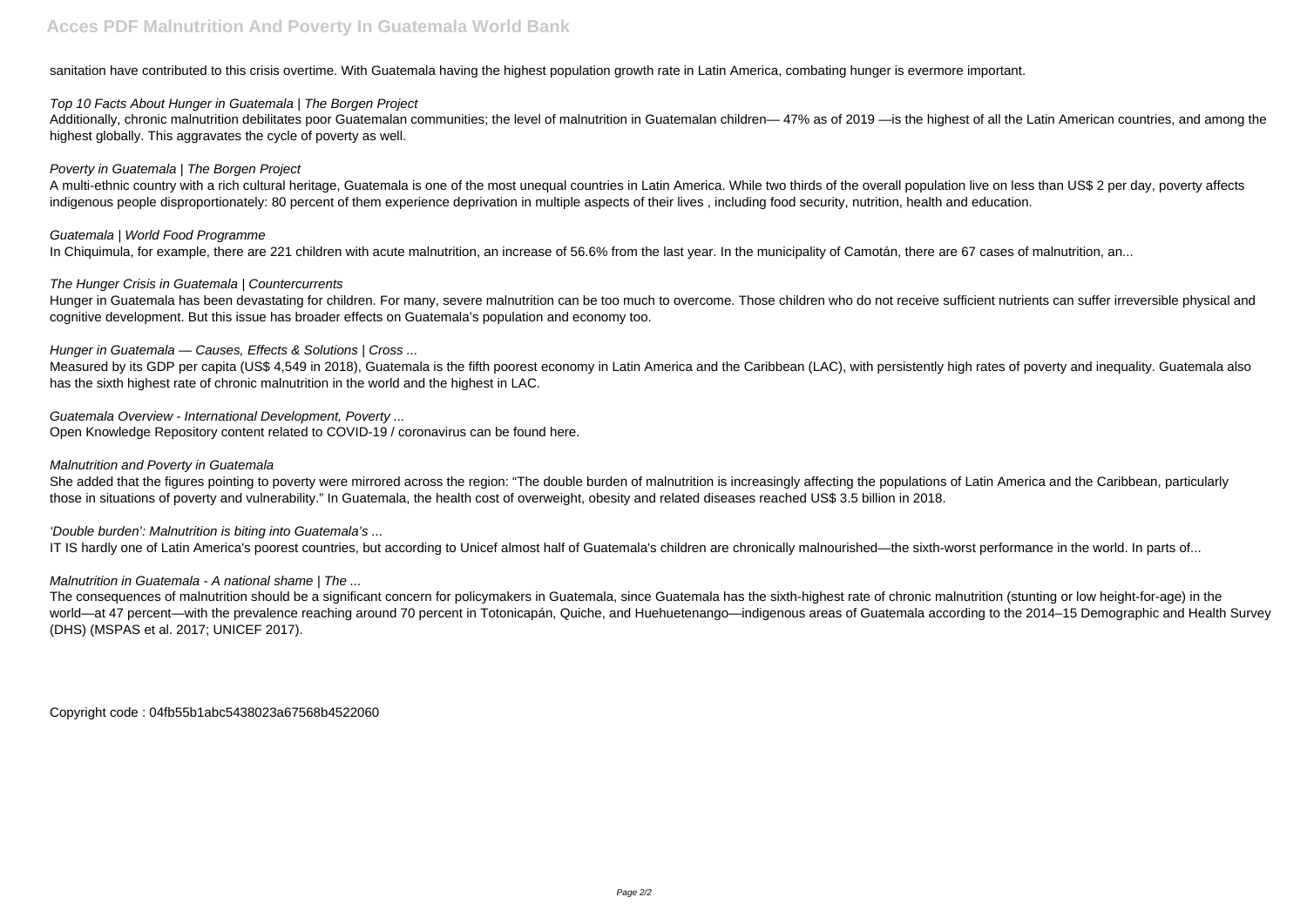sanitation have contributed to this crisis overtime. With Guatemala having the highest population growth rate in Latin America, combating hunger is evermore important.

*Top 10 Facts About Hunger in Guatemala | The Borgen Project*

Additionally, chronic malnutrition debilitates poor Guatemalan communities; the level of malnutrition in Guatemalan children— 47% as of 2019 —is the highest of all the Latin American countries, and among the highest globally. This aggravates the cycle of poverty as well.

*Poverty in Guatemala | The Borgen Project*

A multi-ethnic country with a rich cultural heritage, Guatemala is one of the most unequal countries in Latin America. While two thirds of the overall population live on less than US$ 2 per day, poverty affects indigenous people disproportionately: 80 percent of them experience deprivation in multiple aspects of their lives , including food security, nutrition, health and education.

*Guatemala | World Food Programme*

In Chiquimula, for example, there are 221 children with acute malnutrition, an increase of 56.6% from the last year. In the municipality of Camotán, there are 67 cases of malnutrition, an...

*The Hunger Crisis in Guatemala | Countercurrents*

Hunger in Guatemala has been devastating for children. For many, severe malnutrition can be too much to overcome. Those children who do not receive sufficient nutrients can suffer irreversible physical and cognitive development. But this issue has broader effects on Guatemala's population and economy too.

*Hunger in Guatemala — Causes, Effects & Solutions | Cross ...*

Measured by its GDP per capita (US$ 4,549 in 2018), Guatemala is the fifth poorest economy in Latin America and the Caribbean (LAC), with persistently high rates of poverty and inequality. Guatemala also has the sixth highest rate of chronic malnutrition in the world and the highest in LAC.

*Guatemala Overview - International Development, Poverty ...*

Open Knowledge Repository content related to COVID-19 / coronavirus can be found here.

*Malnutrition and Poverty in Guatemala*

She added that the figures pointing to poverty were mirrored across the region: "The double burden of malnutrition is increasingly affecting the populations of Latin America and the Caribbean, particularly those in situations of poverty and vulnerability." In Guatemala, the health cost of overweight, obesity and related diseases reached US$ 3.5 billion in 2018.

*'Double burden': Malnutrition is biting into Guatemala's ...*

IT IS hardly one of Latin America's poorest countries, but according to Unicef almost half of Guatemala's children are chronically malnourished—the sixth-worst performance in the world. In parts of...

*Malnutrition in Guatemala - A national shame | The ...*

The consequences of malnutrition should be a significant concern for policymakers in Guatemala, since Guatemala has the sixth-highest rate of chronic malnutrition (stunting or low height-for-age) in the world—at 47 percent—with the prevalence reaching around 70 percent in Totonicapán, Quiche, and Huehuetenango—indigenous areas of Guatemala according to the 2014–15 Demographic and Health Survey (DHS) (MSPAS et al. 2017; UNICEF 2017).

Copyright code : 04fb55b1abc5438023a67568b4522060